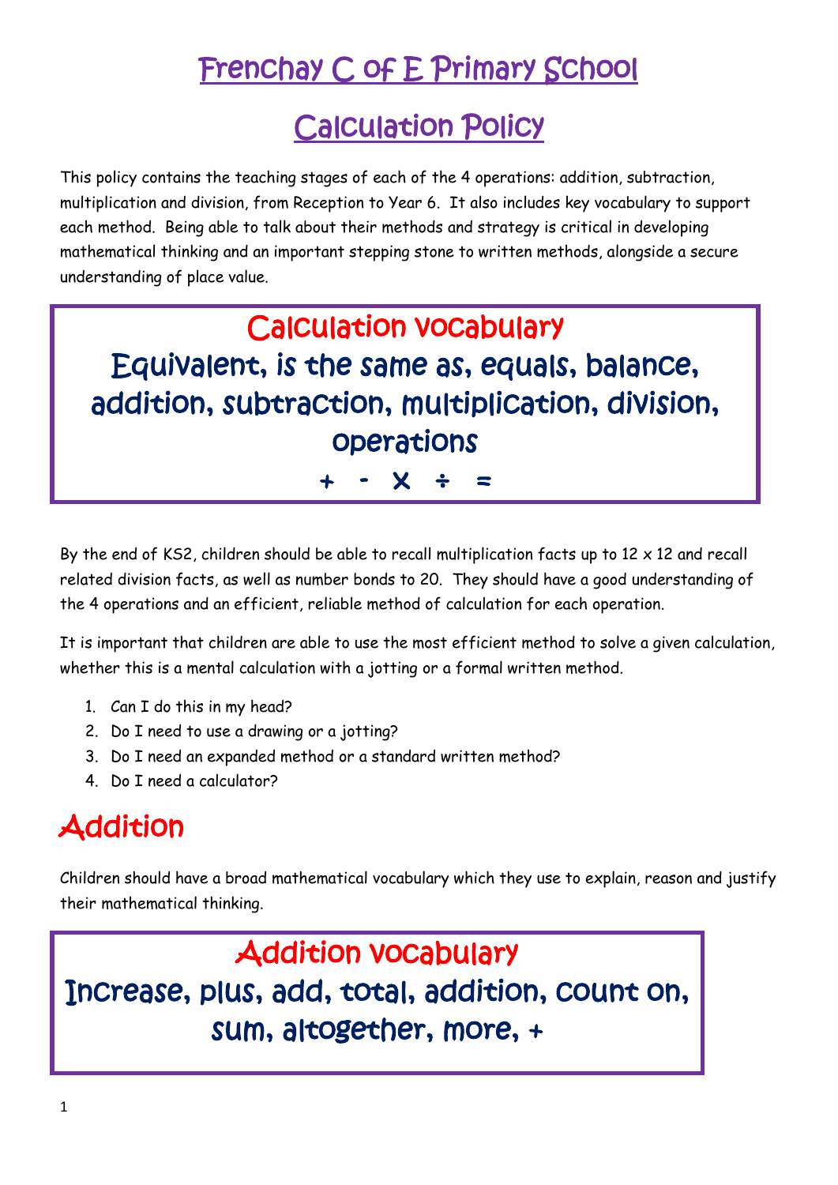# Frenchay C of E Primary School

## Calculation Policy

This policy contains the teaching stages of each of the 4 operations: addition, subtraction, multiplication and division, from Reception to Year 6. It also includes key vocabulary to support each method. Being able to talk about their methods and strategy is critical in developing mathematical thinking and an important stepping stone to written methods, alongside a secure understanding of place value.

**Calculation vocabulary**

**Equivalent, is the same as, equals, balance, addition, subtraction, multiplication, division, operations**

**+ - X ÷ =**

By the end of KS2, children should be able to recall multiplication facts up to 12 x 12 and recall related division facts, as well as number bonds to 20. They should have a good understanding of the 4 operations and an efficient, reliable method of calculation for each operation.

It is important that children are able to use the most efficient method to solve a given calculation, whether this is a mental calculation with a jotting or a formal written method.

1. Can I do this in my head?
2. Do I need to use a drawing or a jotting?
3. Do I need an expanded method or a standard written method?
4. Do I need a calculator?

# Addition

Children should have a broad mathematical vocabulary which they use to explain, reason and justify their mathematical thinking.

**Addition vocabulary**

**Increase, plus, add, total, addition, count on, sum, altogether, more, +**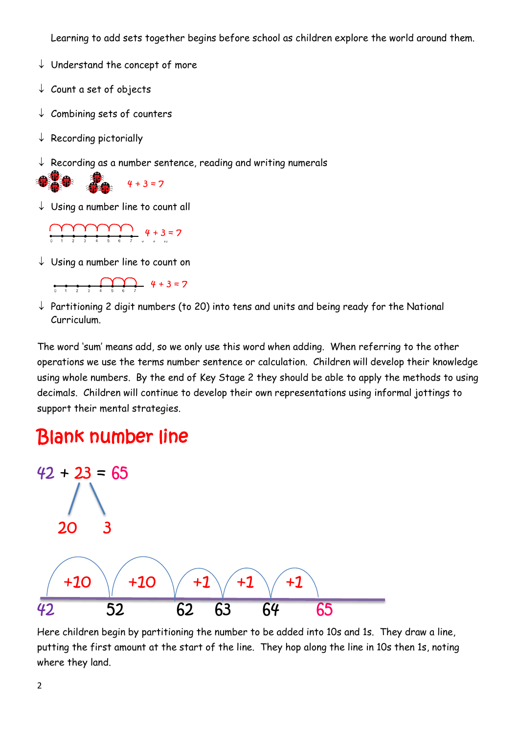Learning to add sets together begins before school as children explore the world around them.

- Understand the concept of more
- Count a set of objects
- Combining sets of counters
- Recording pictorially
- Recording as a number sentence, reading and writing numerals

$4 + 3 = 7$

- Using a number line to count all

$4 + 3 = 7$

- Using a number line to count on

$4 + 3 = 7$

- Partitioning 2 digit numbers (to 20) into tens and units and being ready for the National Curriculum.

The word 'sum' means add, so we only use this word when adding. When referring to the other operations we use the terms number sentence or calculation. Children will develop their knowledge using whole numbers. By the end of Key Stage 2 they should be able to apply the methods to using decimals. Children will continue to develop their own representations using informal jottings to support their mental strategies.

# Blank number line

$42 + 23 = 65$

20 3

+10 +10 +1 +1 +1

42 52 62 63 64 65

Here children begin by partitioning the number to be added into 10s and 1s. They draw a line, putting the first amount at the start of the line. They hop along the line in 10s then 1s, noting where they land.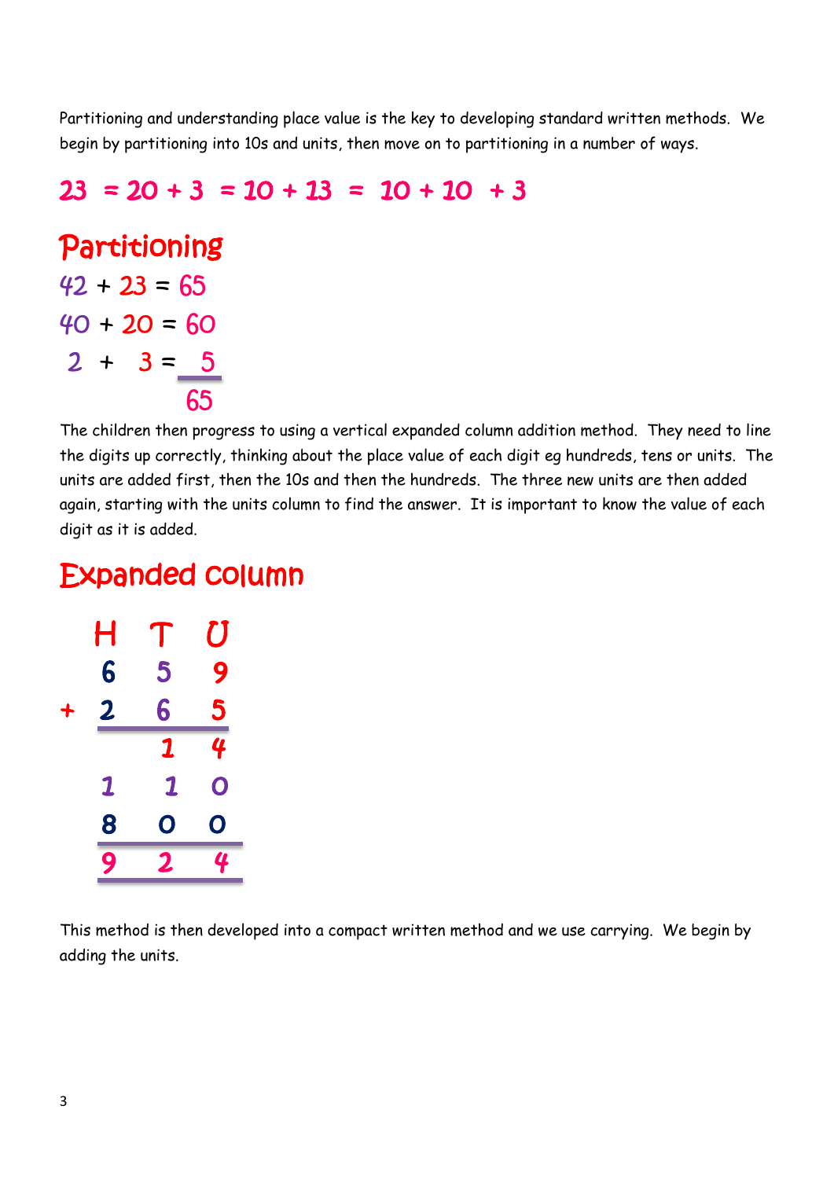Partitioning and understanding place value is the key to developing standard written methods. We begin by partitioning into 10s and units, then move on to partitioning in a number of ways.

$$23 = 20 + 3 = 10 + 13 = 10 + 10 + 3$$

## Partitioning

$$42 + 23 = 65$$

$$40 + 20 = 60$$

$$2 + 3 = 5$$

$$65$$

The children then progress to using a vertical expanded column addition method. They need to line the digits up correctly, thinking about the place value of each digit eg hundreds, tens or units. The units are added first, then the 10s and then the hundreds. The three new units are then added again, starting with the units column to find the answer. It is important to know the value of each digit as it is added.

## Expanded column

| | H | T | U |
|---|---|---|---|
| | 6 | 5 | 9 |
| + | 2 | 6 | 5 |
| | | 1 | 4 |
| | 1 | 1 | 0 |
| | 8 | 0 | 0 |
| | 9 | 2 | 4 |

This method is then developed into a compact written method and we use carrying. We begin by adding the units.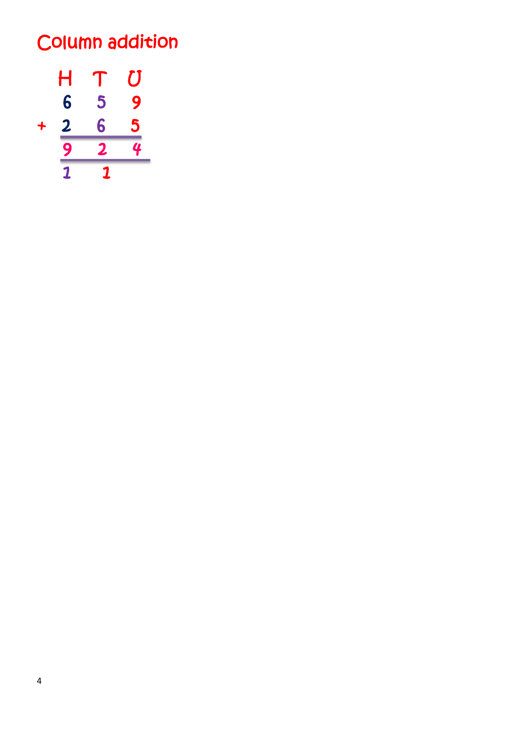# Column addition

|   | H | T | U |
|---|---|---|---|
|   | 6 | 5 | 9 |
| + | 2 | 6 | 5 |
|   | 9 | 2 | 4 |
|   | 1 | 1 |   |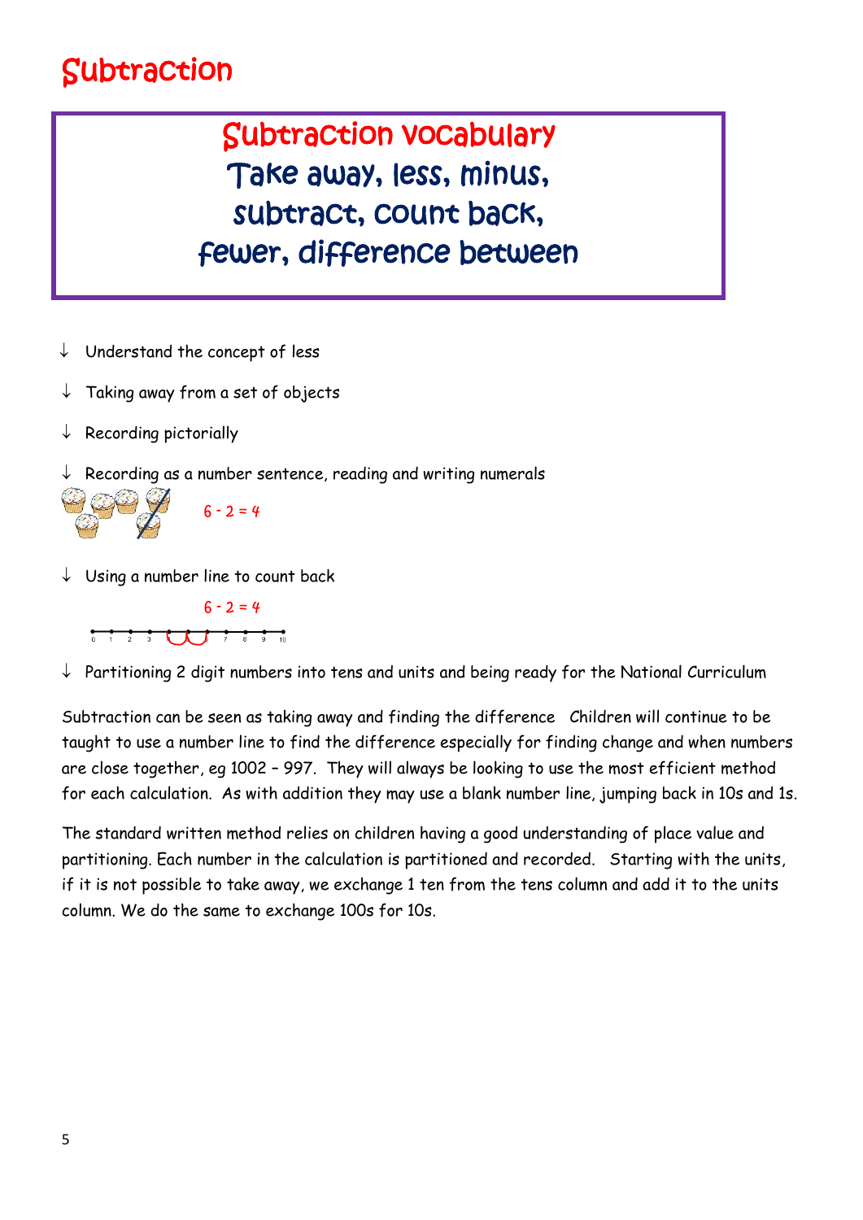# Subtraction

## Subtraction vocabulary

**Take away, less, minus, subtract, count back, fewer, difference between**

- Understand the concept of less
- Taking away from a set of objects
- Recording pictorially
- Recording as a number sentence, reading and writing numerals

6 - 2 = 4

- Using a number line to count back

6 - 2 = 4

- Partitioning 2 digit numbers into tens and units and being ready for the National Curriculum

Subtraction can be seen as taking away and finding the difference  Children will continue to be taught to use a number line to find the difference especially for finding change and when numbers are close together, eg 1002 – 997.  They will always be looking to use the most efficient method for each calculation.  As with addition they may use a blank number line, jumping back in 10s and 1s.

The standard written method relies on children having a good understanding of place value and partitioning. Each number in the calculation is partitioned and recorded.   Starting with the units, if it is not possible to take away, we exchange 1 ten from the tens column and add it to the units column. We do the same to exchange 100s for 10s.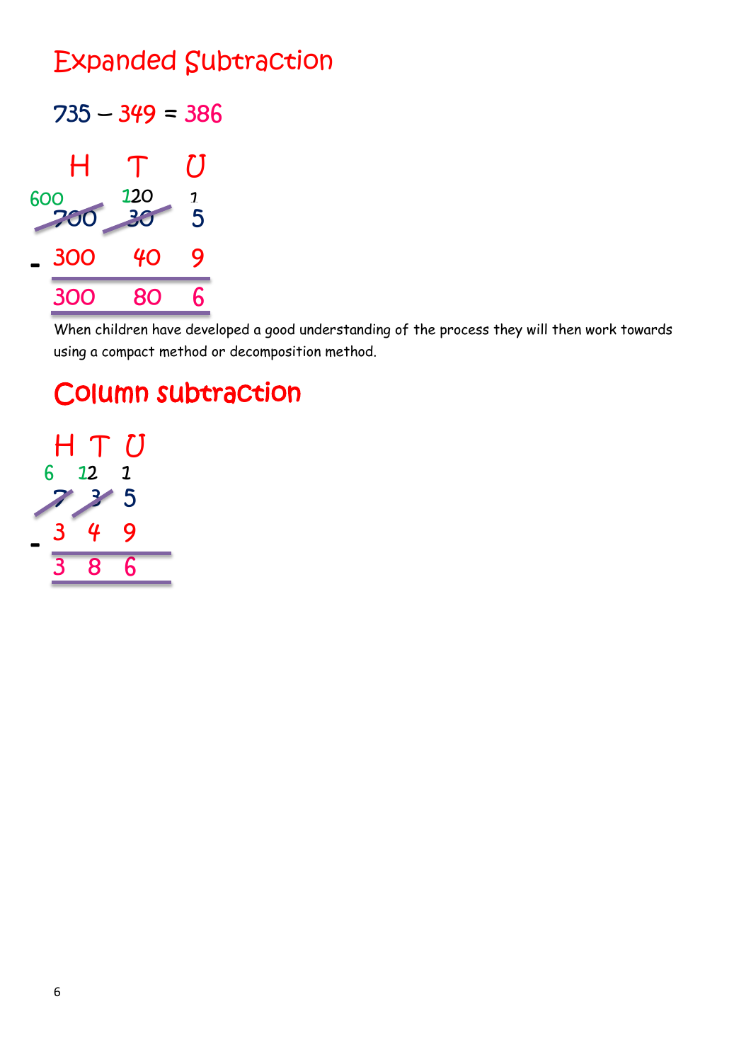## Expanded Subtraction

735 – 349 = 386

| | H | T | U |
|---|---|---|---|
| | 600 | 120 | 1 |
| | ~~700~~ | ~~30~~ | 5 |
| - | 300 | 40 | 9 |
| | 300 | 80 | 6 |

When children have developed a good understanding of the process they will then work towards using a compact method or decomposition method.

## Column subtraction

| | H | T | U |
|---|---|---|---|
| | 6 | 12 | 1 |
| | ~~7~~ | ~~3~~ | 5 |
| - | 3 | 4 | 9 |
| | 3 | 8 | 6 |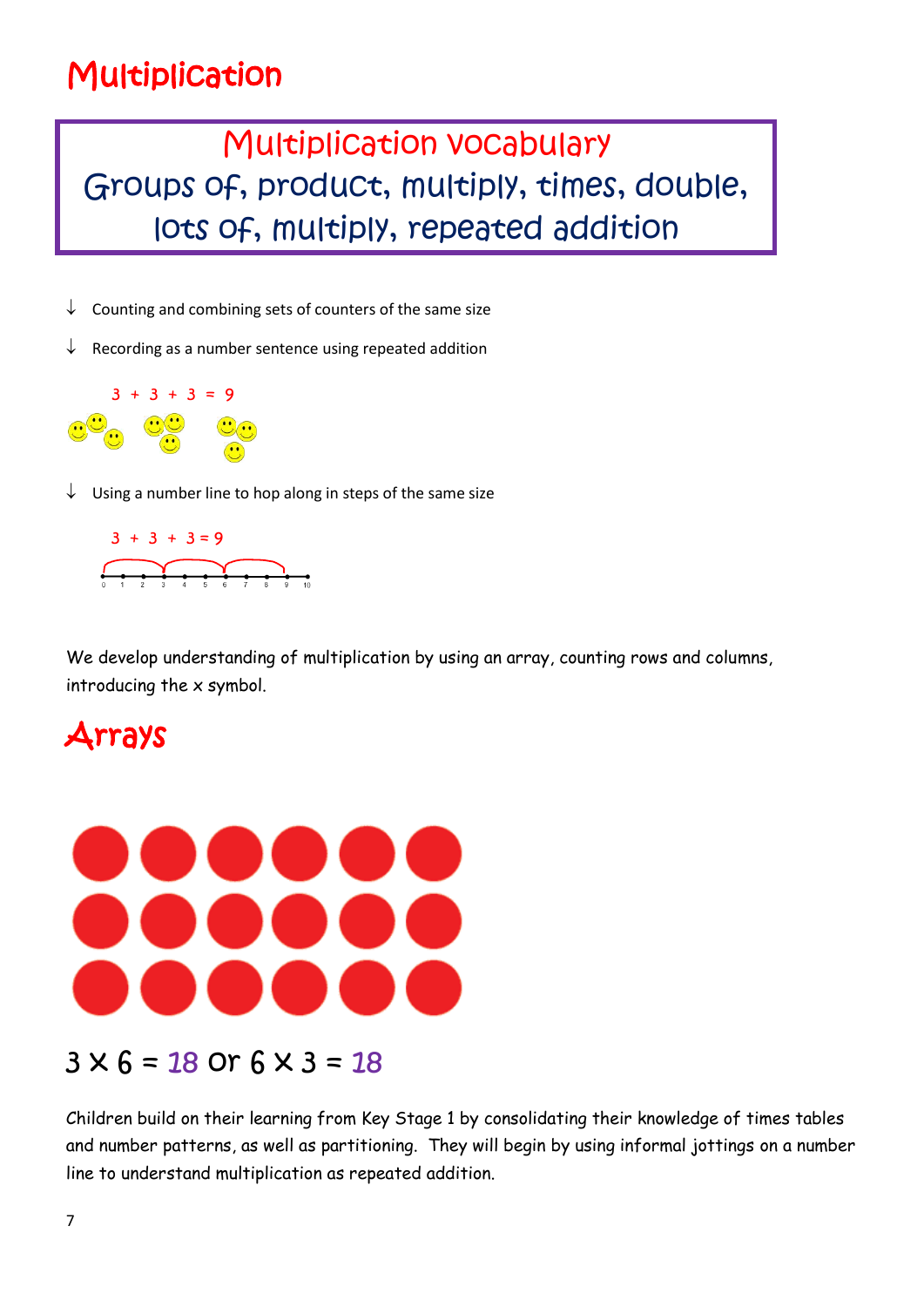# Multiplication

## Multiplication vocabulary

Groups of, product, multiply, times, double, lots of, multiply, repeated addition

- ↓ Counting and combining sets of counters of the same size
- ↓ Recording as a number sentence using repeated addition

$3 + 3 + 3 = 9$

- ↓ Using a number line to hop along in steps of the same size

$3 + 3 + 3 = 9$

We develop understanding of multiplication by using an array, counting rows and columns, introducing the x symbol.

# Arrays

$3 \times 6 = 18$ or $6 \times 3 = 18$

Children build on their learning from Key Stage 1 by consolidating their knowledge of times tables and number patterns, as well as partitioning. They will begin by using informal jottings on a number line to understand multiplication as repeated addition.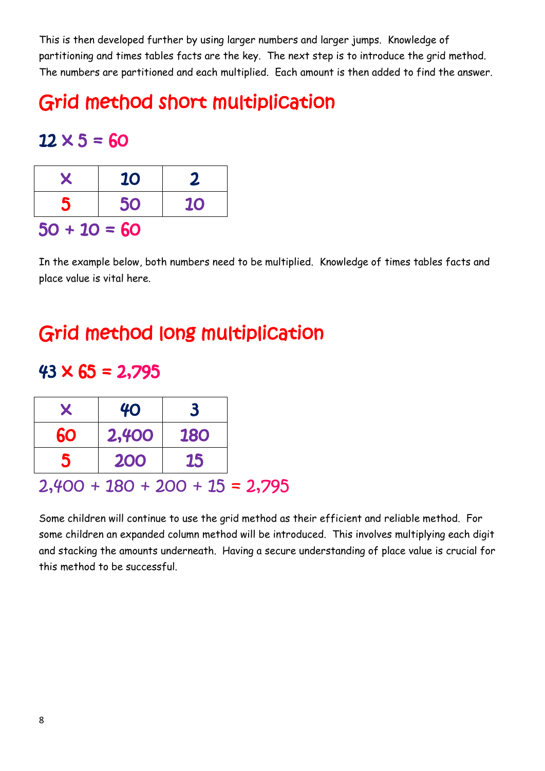This is then developed further by using larger numbers and larger jumps. Knowledge of partitioning and times tables facts are the key. The next step is to introduce the grid method. The numbers are partitioned and each multiplied. Each amount is then added to find the answer.

# Grid method short multiplication

## 12 × 5 = 60

| × | 10 | 2 |
|---|---|---|
| 5 | 50 | 10 |

50 + 10 = 60

In the example below, both numbers need to be multiplied. Knowledge of times tables facts and place value is vital here.

# Grid method long multiplication

## 43 × 65 = 2,795

| × | 40 | 3 |
|---|---|---|
| 60 | 2,400 | 180 |
| 5 | 200 | 15 |

2,400 + 180 + 200 + 15 = 2,795

Some children will continue to use the grid method as their efficient and reliable method. For some children an expanded column method will be introduced. This involves multiplying each digit and stacking the amounts underneath. Having a secure understanding of place value is crucial for this method to be successful.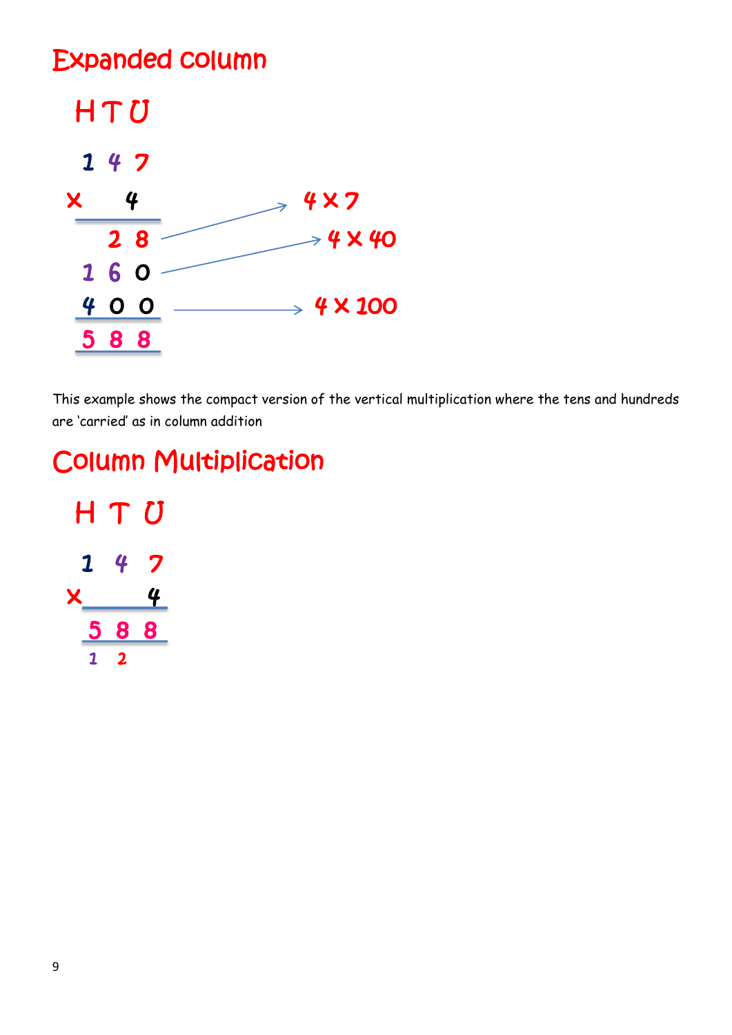## Expanded column

```
  H T U

  1 4 7
x     4
  -----
    2 8   →  4 × 7
  1 6 0   →  4 × 40
  4 0 0   →  4 × 100
  -----
  5 8 8
```

This example shows the compact version of the vertical multiplication where the tens and hundreds are 'carried' as in column addition

## Column Multiplication

```
  H T U

  1 4 7
x     4
  -----
  5 8 8
  1 2
```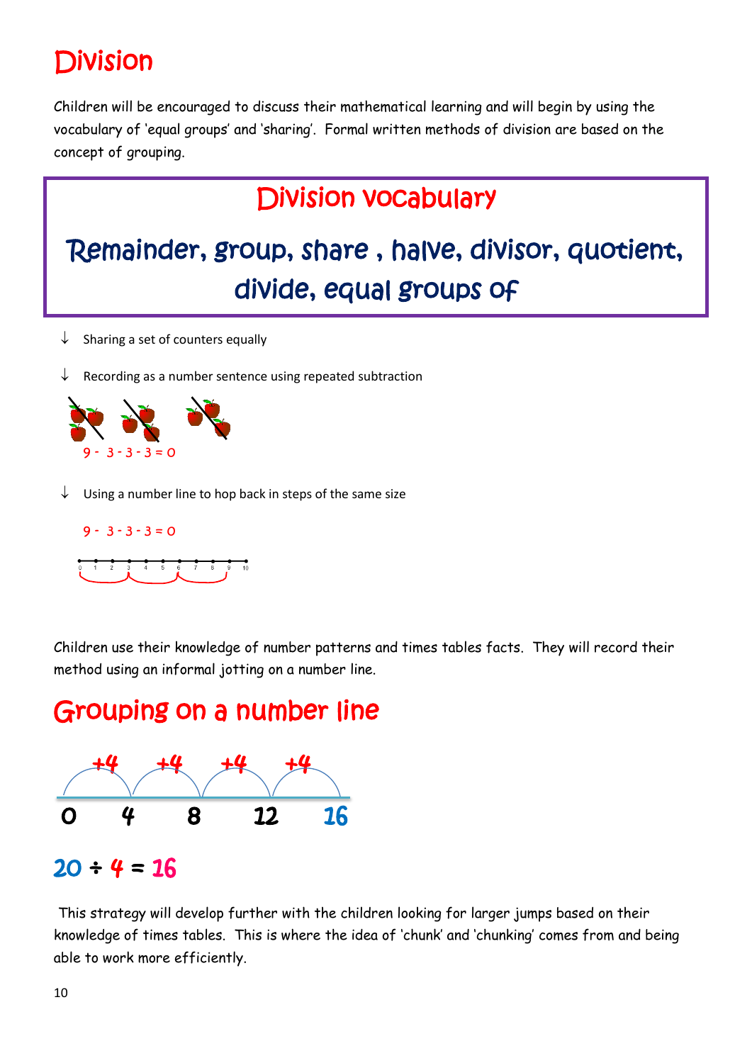# Division

Children will be encouraged to discuss their mathematical learning and will begin by using the vocabulary of 'equal groups' and 'sharing'. Formal written methods of division are based on the concept of grouping.

## Division vocabulary

**Remainder, group, share , halve, divisor, quotient, divide, equal groups of**

- Sharing a set of counters equally
- Recording as a number sentence using repeated subtraction

9 - 3 - 3 - 3 = 0

- Using a number line to hop back in steps of the same size

9 - 3 - 3 - 3 = 0

0 1 2 3 4 5 6 7 8 9 10

Children use their knowledge of number patterns and times tables facts. They will record their method using an informal jotting on a number line.

## Grouping on a number line

+4 +4 +4 +4

0 4 8 12 16

20 ÷ 4 = 16

This strategy will develop further with the children looking for larger jumps based on their knowledge of times tables. This is where the idea of 'chunk' and 'chunking' comes from and being able to work more efficiently.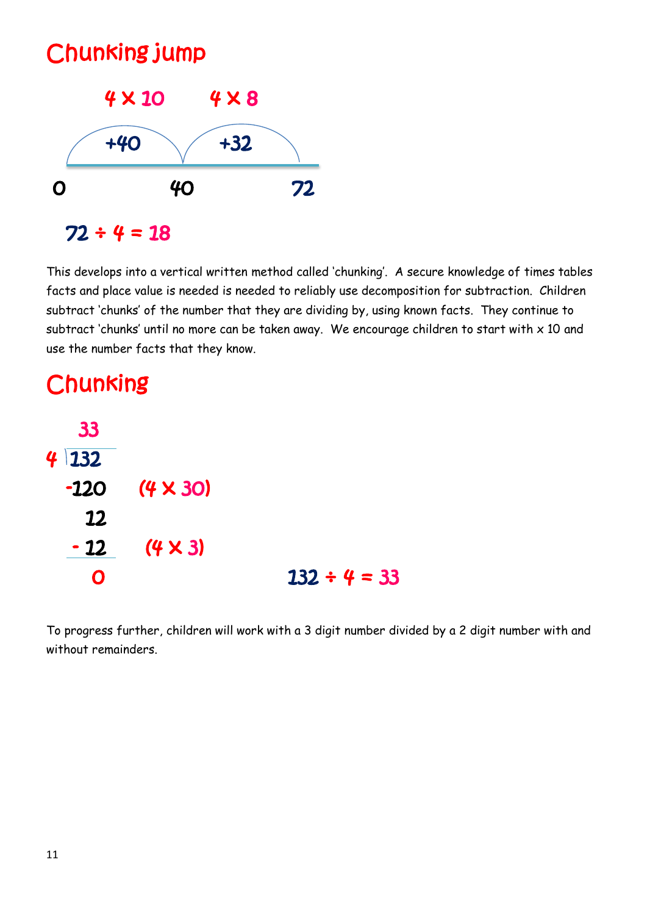## Chunking jump

4 × 10 &nbsp;&nbsp;&nbsp;&nbsp; 4 × 8

+40 &nbsp;&nbsp;&nbsp;&nbsp; +32

0 &nbsp;&nbsp;&nbsp;&nbsp; 40 &nbsp;&nbsp;&nbsp;&nbsp; 72

$72 \div 4 = 18$

This develops into a vertical written method called 'chunking'. A secure knowledge of times tables facts and place value is needed is needed to reliably use decomposition for subtraction. Children subtract 'chunks' of the number that they are dividing by, using known facts. They continue to subtract 'chunks' until no more can be taken away. We encourage children to start with x 10 and use the number facts that they know.

## Chunking

```
    33
4 | 132
   -120    (4 × 30)
     12
   - 12    (4 × 3)
      0
```

$132 \div 4 = 33$

To progress further, children will work with a 3 digit number divided by a 2 digit number with and without remainders.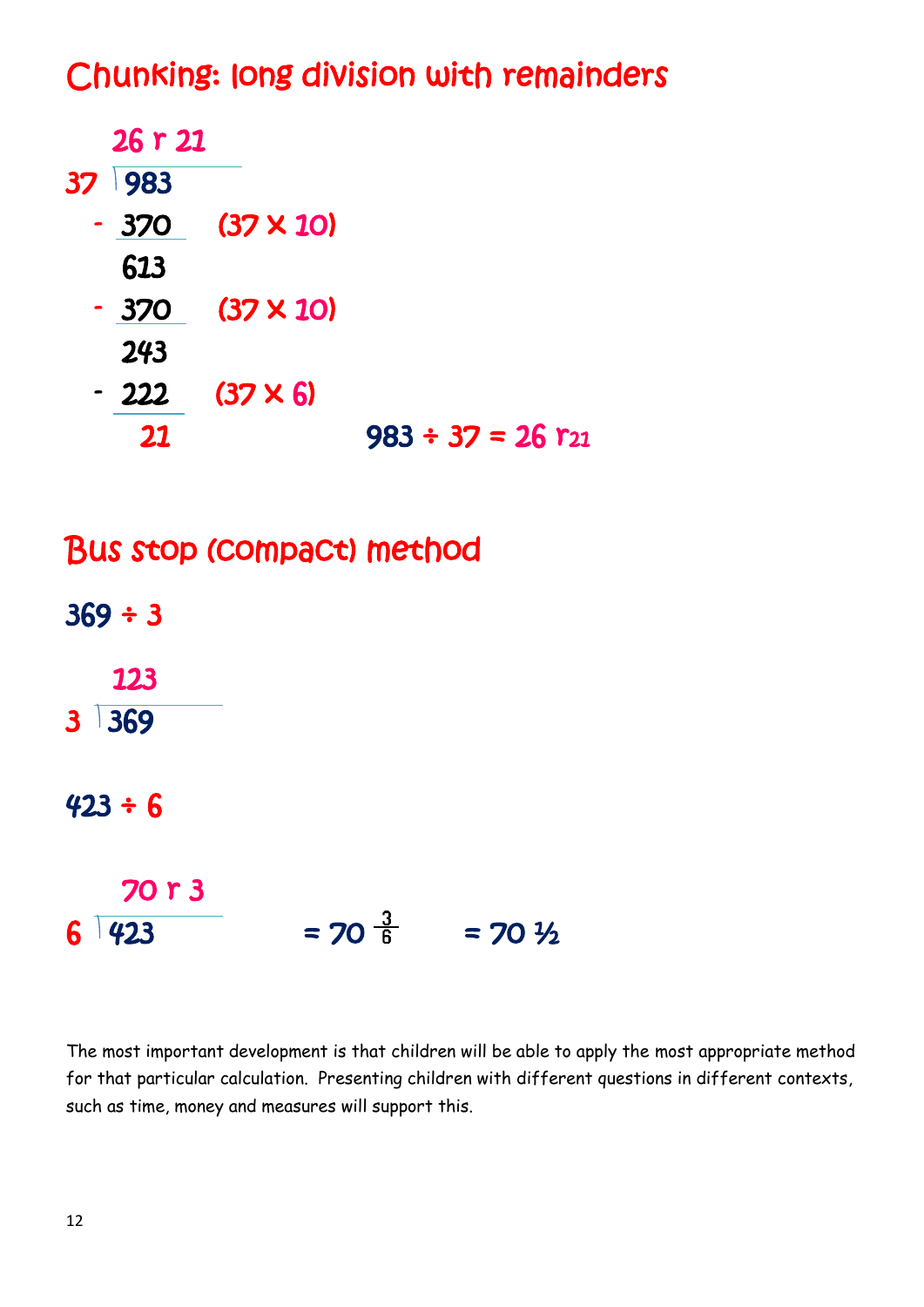## Chunking: long division with remainders

```
    26 r 21
37 ⟌983
  - 370    (37 × 10)
    613
  - 370    (37 × 10)
    243
  - 222    (37 × 6)
     21
```

983 ÷ 37 = 26 r21

## Bus stop (compact) method

369 ÷ 3

```
   123
3 ⟌369
```

423 ÷ 6

```
   70 r 3
6 ⟌423
```

$= 70 \frac{3}{6}$ $= 70 \frac{1}{2}$

The most important development is that children will be able to apply the most appropriate method for that particular calculation. Presenting children with different questions in different contexts, such as time, money and measures will support this.